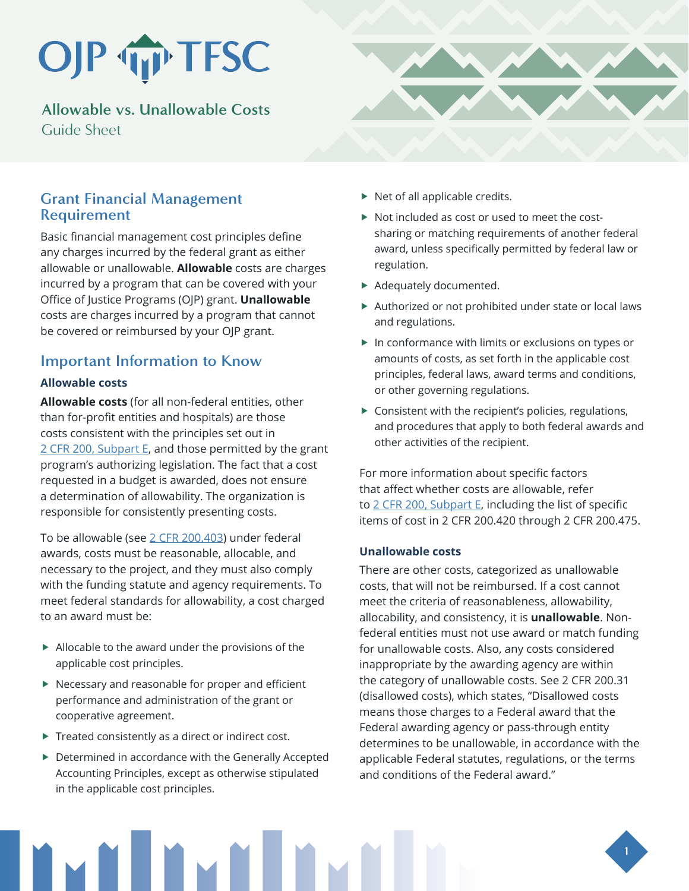OJP TFSC

# Allowable vs. Unallowable Costs

Guide Sheet

## Grant Financial Management Requirement

Basic financial management cost principles define any charges incurred by the federal grant as either allowable or unallowable. **Allowable** costs are charges incurred by a program that can be covered with your Office of Justice Programs (OJP) grant. **Unallowable** costs are charges incurred by a program that cannot be covered or reimbursed by your OJP grant.

## Important Information to Know

### Allowable costs

**Allowable costs** (for all non-federal entities, other than for-profit entities and hospitals) are those costs consistent with the principles set out in [2 CFR 200, Subpart E](), and those permitted by the grant program's authorizing legislation. The fact that a cost requested in a budget is awarded, does not ensure a determination of allowability. The organization is responsible for consistently presenting costs.

To be allowable (see [2 CFR 200.403]()) under federal awards, costs must be reasonable, allocable, and necessary to the project, and they must also comply with the funding statute and agency requirements. To meet federal standards for allowability, a cost charged to an award must be:

- Allocable to the award under the provisions of the applicable cost principles.
- Necessary and reasonable for proper and efficient performance and administration of the grant or cooperative agreement.
- Treated consistently as a direct or indirect cost.
- Determined in accordance with the Generally Accepted Accounting Principles, except as otherwise stipulated in the applicable cost principles.
- Net of all applicable credits.
- Not included as cost or used to meet the cost-sharing or matching requirements of another federal award, unless specifically permitted by federal law or regulation.
- Adequately documented.
- Authorized or not prohibited under state or local laws and regulations.
- In conformance with limits or exclusions on types or amounts of costs, as set forth in the applicable cost principles, federal laws, award terms and conditions, or other governing regulations.
- Consistent with the recipient's policies, regulations, and procedures that apply to both federal awards and other activities of the recipient.

For more information about specific factors that affect whether costs are allowable, refer to [2 CFR 200, Subpart E](), including the list of specific items of cost in 2 CFR 200.420 through 2 CFR 200.475.

### Unallowable costs

There are other costs, categorized as unallowable costs, that will not be reimbursed. If a cost cannot meet the criteria of reasonableness, allowability, allocability, and consistency, it is **unallowable**. Non-federal entities must not use award or match funding for unallowable costs. Also, any costs considered inappropriate by the awarding agency are within the category of unallowable costs. See 2 CFR 200.31 (disallowed costs), which states, "Disallowed costs means those charges to a Federal award that the Federal awarding agency or pass-through entity determines to be unallowable, in accordance with the applicable Federal statutes, regulations, or the terms and conditions of the Federal award."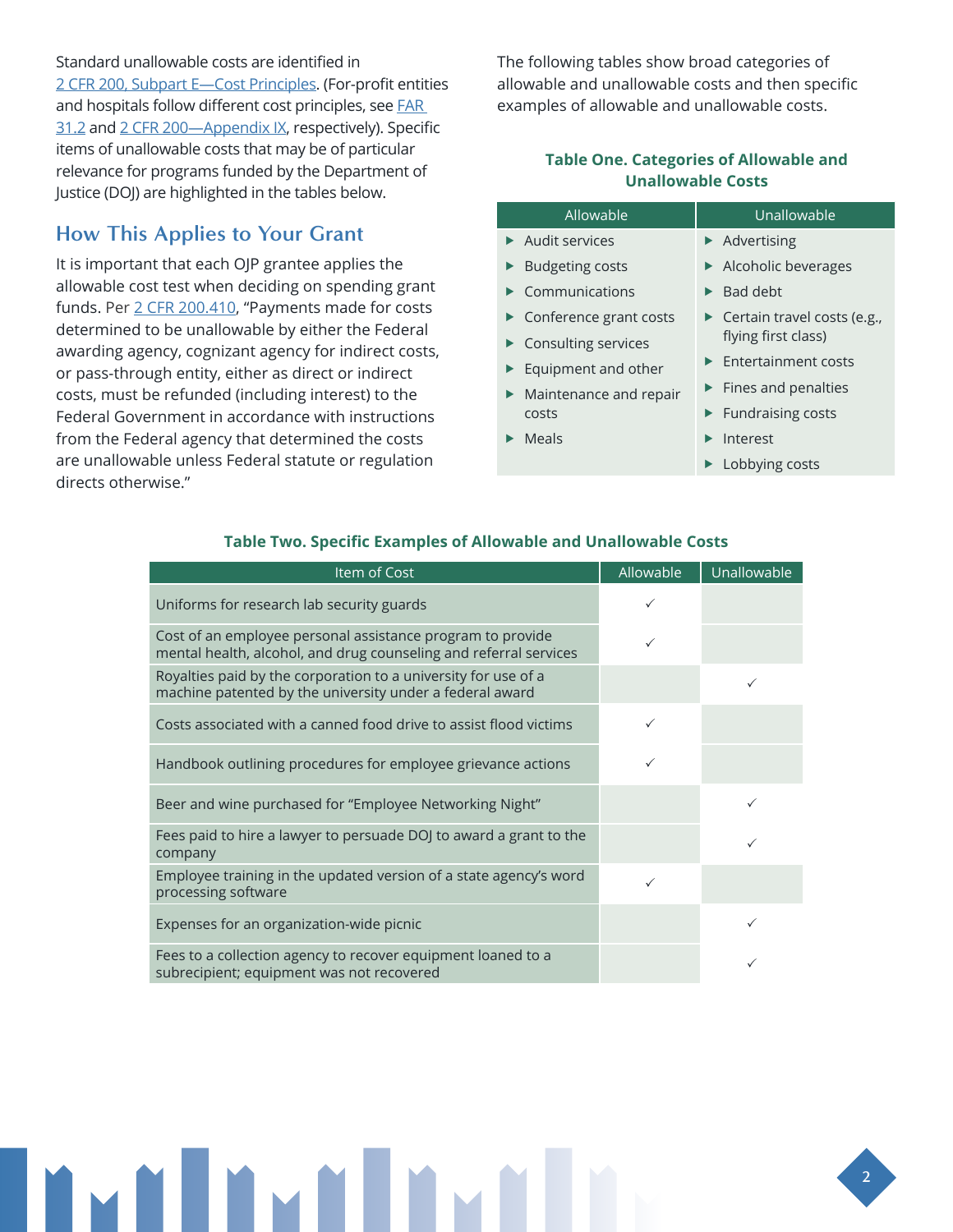Standard unallowable costs are identified in 2 CFR 200, Subpart E—Cost Principles. (For-profit entities and hospitals follow different cost principles, see FAR 31.2 and 2 CFR 200—Appendix IX, respectively). Specific items of unallowable costs that may be of particular relevance for programs funded by the Department of Justice (DOJ) are highlighted in the tables below.

## How This Applies to Your Grant

It is important that each OJP grantee applies the allowable cost test when deciding on spending grant funds. Per 2 CFR 200.410, "Payments made for costs determined to be unallowable by either the Federal awarding agency, cognizant agency for indirect costs, or pass-through entity, either as direct or indirect costs, must be refunded (including interest) to the Federal Government in accordance with instructions from the Federal agency that determined the costs are unallowable unless Federal statute or regulation directs otherwise."

The following tables show broad categories of allowable and unallowable costs and then specific examples of allowable and unallowable costs.

**Table One. Categories of Allowable and Unallowable Costs**

| Allowable | Unallowable |
|---|---|
| Audit services | Advertising |
| Budgeting costs | Alcoholic beverages |
| Communications | Bad debt |
| Conference grant costs | Certain travel costs (e.g., flying first class) |
| Consulting services | Entertainment costs |
| Equipment and other | Fines and penalties |
| Maintenance and repair costs | Fundraising costs |
| Meals | Interest |
| | Lobbying costs |

**Table Two. Specific Examples of Allowable and Unallowable Costs**

| Item of Cost | Allowable | Unallowable |
|---|---|---|
| Uniforms for research lab security guards | ✓ | |
| Cost of an employee personal assistance program to provide mental health, alcohol, and drug counseling and referral services | ✓ | |
| Royalties paid by the corporation to a university for use of a machine patented by the university under a federal award | | ✓ |
| Costs associated with a canned food drive to assist flood victims | ✓ | |
| Handbook outlining procedures for employee grievance actions | ✓ | |
| Beer and wine purchased for "Employee Networking Night" | | ✓ |
| Fees paid to hire a lawyer to persuade DOJ to award a grant to the company | | ✓ |
| Employee training in the updated version of a state agency's word processing software | ✓ | |
| Expenses for an organization-wide picnic | | ✓ |
| Fees to a collection agency to recover equipment loaned to a subrecipient; equipment was not recovered | | ✓ |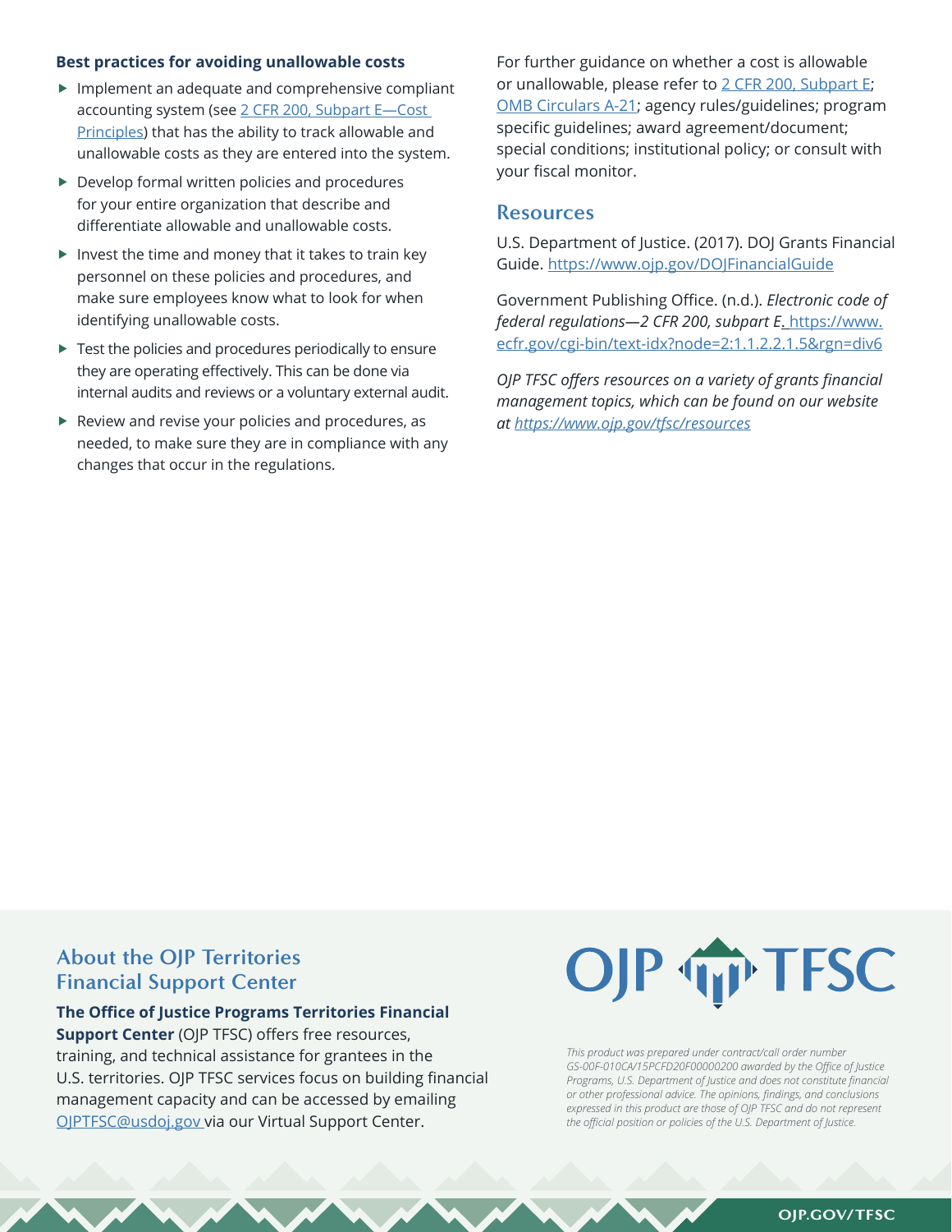**Best practices for avoiding unallowable costs**

- Implement an adequate and comprehensive compliant accounting system (see [2 CFR 200, Subpart E—Cost Principles]) that has the ability to track allowable and unallowable costs as they are entered into the system.
- Develop formal written policies and procedures for your entire organization that describe and differentiate allowable and unallowable costs.
- Invest the time and money that it takes to train key personnel on these policies and procedures, and make sure employees know what to look for when identifying unallowable costs.
- Test the policies and procedures periodically to ensure they are operating effectively. This can be done via internal audits and reviews or a voluntary external audit.
- Review and revise your policies and procedures, as needed, to make sure they are in compliance with any changes that occur in the regulations.

For further guidance on whether a cost is allowable or unallowable, please refer to 2 CFR 200, Subpart E; OMB Circulars A-21; agency rules/guidelines; program specific guidelines; award agreement/document; special conditions; institutional policy; or consult with your fiscal monitor.

## Resources

U.S. Department of Justice. (2017). DOJ Grants Financial Guide. https://www.ojp.gov/DOJFinancialGuide

Government Publishing Office. (n.d.). *Electronic code of federal regulations—2 CFR 200, subpart E*. https://www.ecfr.gov/cgi-bin/text-idx?node=2:1.1.2.2.1.5&rgn=div6

*OJP TFSC offers resources on a variety of grants financial management topics, which can be found on our website at https://www.ojp.gov/tfsc/resources*

## About the OJP Territories Financial Support Center

**The Office of Justice Programs Territories Financial Support Center** (OJP TFSC) offers free resources, training, and technical assistance for grantees in the U.S. territories. OJP TFSC services focus on building financial management capacity and can be accessed by emailing OJPTFSC@usdoj.gov via our Virtual Support Center.

OJP TFSC

*This product was prepared under contract/call order number GS-00F-010CA/15PCFD20F00000200 awarded by the Office of Justice Programs, U.S. Department of Justice and does not constitute financial or other professional advice. The opinions, findings, and conclusions expressed in this product are those of OJP TFSC and do not represent the official position or policies of the U.S. Department of Justice.*

OJP.GOV/TFSC